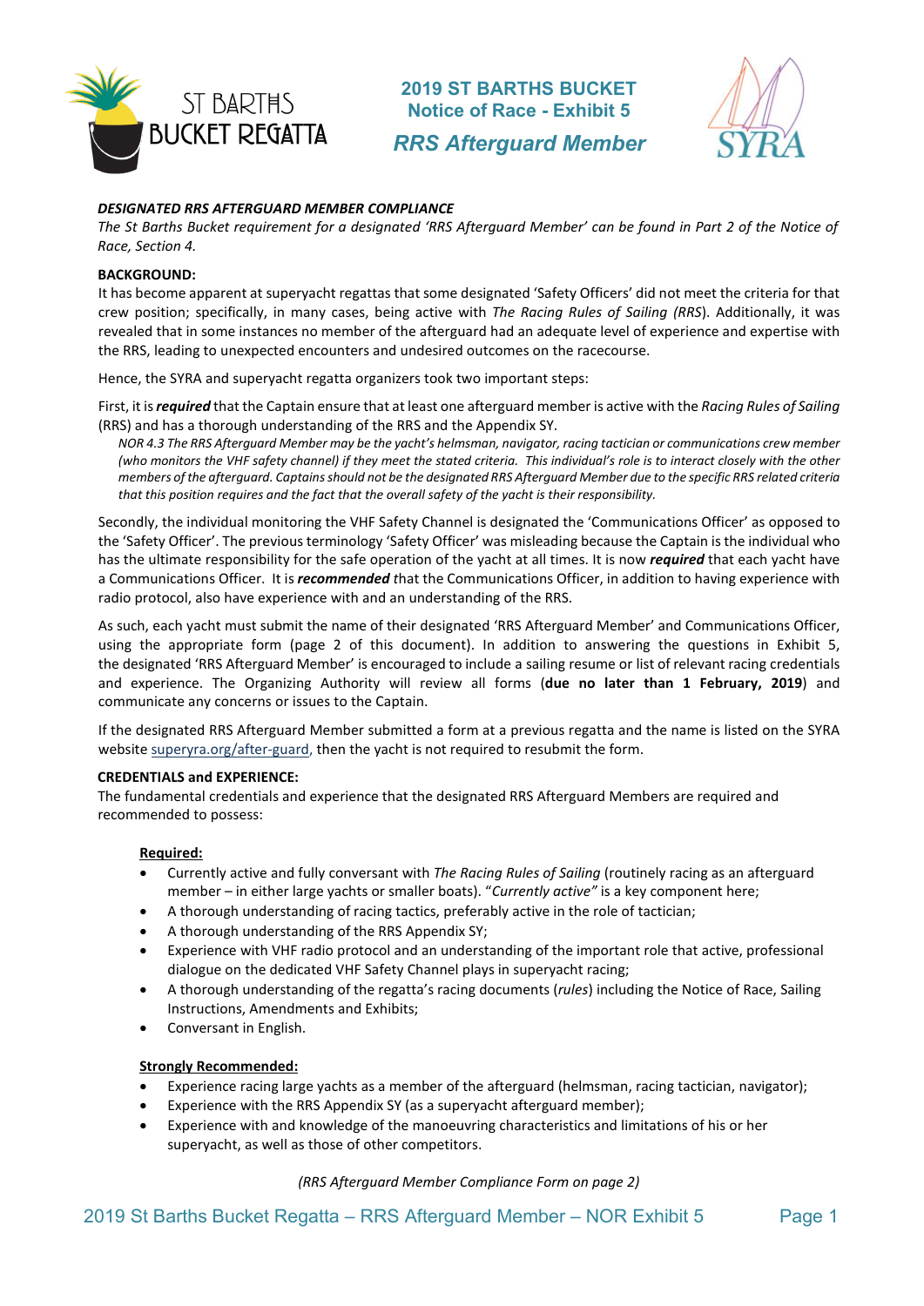# 2019 ST BARTHS BUCKET
## Notice of Race - Exhibit 5
## *RRS Afterguard Member*

***DESIGNATED RRS AFTERGUARD MEMBER COMPLIANCE***

*The St Barths Bucket requirement for a designated 'RRS Afterguard Member' can be found in Part 2 of the Notice of Race, Section 4.*

**BACKGROUND:**

It has become apparent at superyacht regattas that some designated 'Safety Officers' did not meet the criteria for that crew position; specifically, in many cases, being active with *The Racing Rules of Sailing (RRS)*. Additionally, it was revealed that in some instances no member of the afterguard had an adequate level of experience and expertise with the RRS, leading to unexpected encounters and undesired outcomes on the racecourse.

Hence, the SYRA and superyacht regatta organizers took two important steps:

First, it is ***required*** that the Captain ensure that at least one afterguard member is active with the *Racing Rules of Sailing* (RRS) and has a thorough understanding of the RRS and the Appendix SY.

> *NOR 4.3 The RRS Afterguard Member may be the yacht's helmsman, navigator, racing tactician or communications crew member (who monitors the VHF safety channel) if they meet the stated criteria. This individual's role is to interact closely with the other members of the afterguard. Captains should not be the designated RRS Afterguard Member due to the specific RRS related criteria that this position requires and the fact that the overall safety of the yacht is their responsibility.*

Secondly, the individual monitoring the VHF Safety Channel is designated the 'Communications Officer' as opposed to the 'Safety Officer'. The previous terminology 'Safety Officer' was misleading because the Captain is the individual who has the ultimate responsibility for the safe operation of the yacht at all times. It is now ***required*** that each yacht have a Communications Officer. It is ***recommended*** that the Communications Officer, in addition to having experience with radio protocol, also have experience with and an understanding of the RRS.

As such, each yacht must submit the name of their designated 'RRS Afterguard Member' and Communications Officer, using the appropriate form (page 2 of this document). In addition to answering the questions in Exhibit 5, the designated 'RRS Afterguard Member' is encouraged to include a sailing resume or list of relevant racing credentials and experience. The Organizing Authority will review all forms (**due no later than 1 February, 2019**) and communicate any concerns or issues to the Captain.

If the designated RRS Afterguard Member submitted a form at a previous regatta and the name is listed on the SYRA website superyra.org/after-guard, then the yacht is not required to resubmit the form.

**CREDENTIALS and EXPERIENCE:**

The fundamental credentials and experience that the designated RRS Afterguard Members are required and recommended to possess:

**<u>Required:</u>**

- Currently active and fully conversant with *The Racing Rules of Sailing* (routinely racing as an afterguard member – in either large yachts or smaller boats). "*Currently active"* is a key component here;
- A thorough understanding of racing tactics, preferably active in the role of tactician;
- A thorough understanding of the RRS Appendix SY;
- Experience with VHF radio protocol and an understanding of the important role that active, professional dialogue on the dedicated VHF Safety Channel plays in superyacht racing;
- A thorough understanding of the regatta's racing documents (*rules*) including the Notice of Race, Sailing Instructions, Amendments and Exhibits;
- Conversant in English.

**<u>Strongly Recommended:</u>**

- Experience racing large yachts as a member of the afterguard (helmsman, racing tactician, navigator);
- Experience with the RRS Appendix SY (as a superyacht afterguard member);
- Experience with and knowledge of the manoeuvring characteristics and limitations of his or her superyacht, as well as those of other competitors.

*(RRS Afterguard Member Compliance Form on page 2)*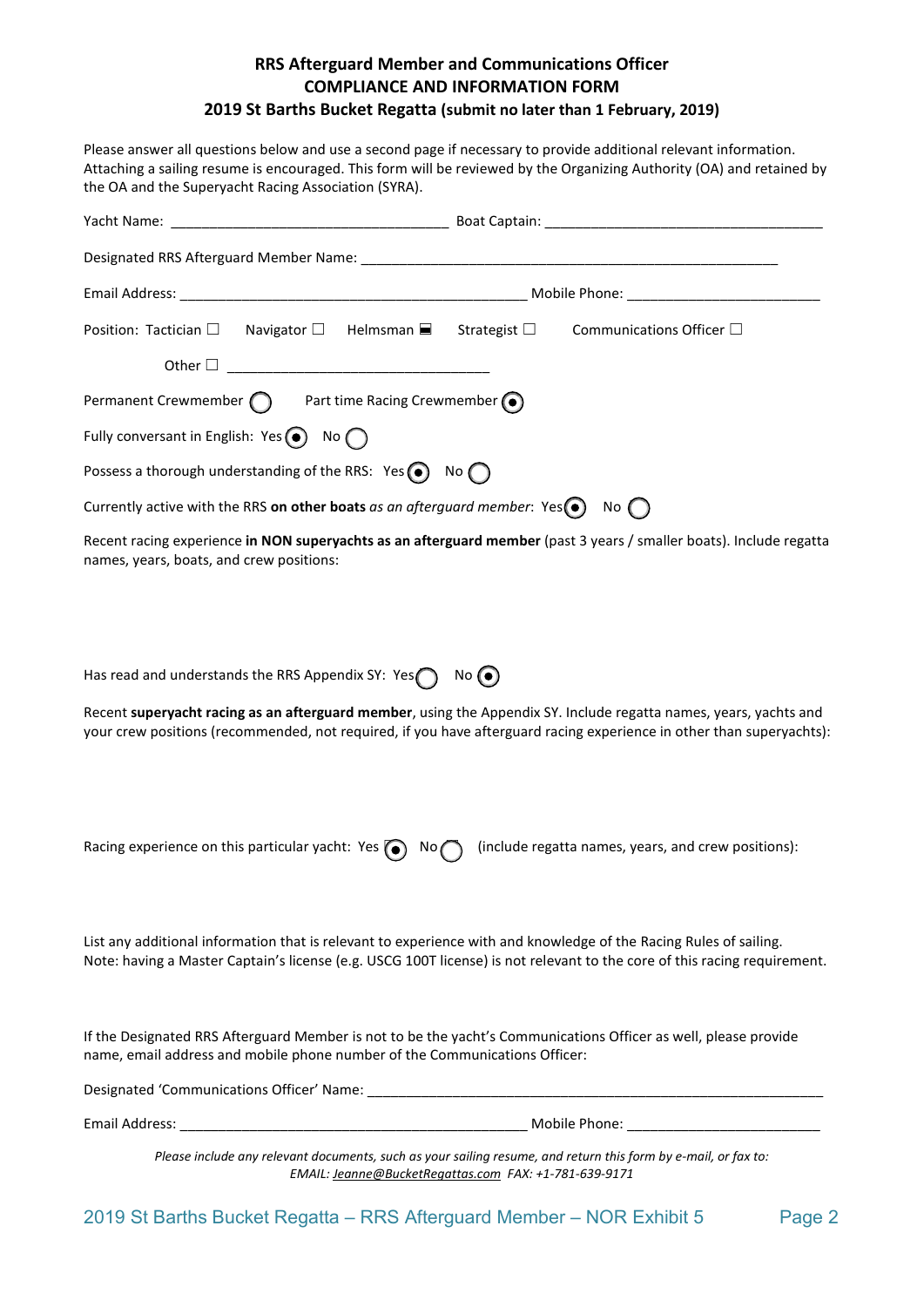## RRS Afterguard Member and Communications Officer
## COMPLIANCE AND INFORMATION FORM
## 2019 St Barths Bucket Regatta (submit no later than 1 February, 2019)

Please answer all questions below and use a second page if necessary to provide additional relevant information. Attaching a sailing resume is encouraged. This form will be reviewed by the Organizing Authority (OA) and retained by the OA and the Superyacht Racing Association (SYRA).

Yacht Name: ___________________________________ Boat Captain: ___________________________________

Designated RRS Afterguard Member Name: _____________________________________________________

Email Address: ____________________________________________ Mobile Phone: ________________________

Position: Tactician ☐ Navigator ☐ Helmsman ☒ Strategist ☐ Communications Officer ☐

Other ☐ _________________________________

Permanent Crewmember ○ Part time Racing Crewmember ◉

Fully conversant in English: Yes ◉ No ○

Possess a thorough understanding of the RRS: Yes ◉ No ○

Currently active with the RRS **on other boats** *as an afterguard member*: Yes ◉ No ○

Recent racing experience **in NON superyachts as an afterguard member** (past 3 years / smaller boats). Include regatta names, years, boats, and crew positions:

Has read and understands the RRS Appendix SY: Yes ○ No ◉

Recent **superyacht racing as an afterguard member**, using the Appendix SY. Include regatta names, years, yachts and your crew positions (recommended, not required, if you have afterguard racing experience in other than superyachts):

Racing experience on this particular yacht: Yes ◉ No ○ (include regatta names, years, and crew positions):

List any additional information that is relevant to experience with and knowledge of the Racing Rules of sailing.
Note: having a Master Captain's license (e.g. USCG 100T license) is not relevant to the core of this racing requirement.

If the Designated RRS Afterguard Member is not to be the yacht's Communications Officer as well, please provide name, email address and mobile phone number of the Communications Officer:

Designated 'Communications Officer' Name: ___________________________________________________________

Email Address: ____________________________________________ Mobile Phone: ________________________

*Please include any relevant documents, such as your sailing resume, and return this form by e-mail, or fax to:*
*EMAIL: Jeanne@BucketRegattas.com FAX: +1-781-639-9171*